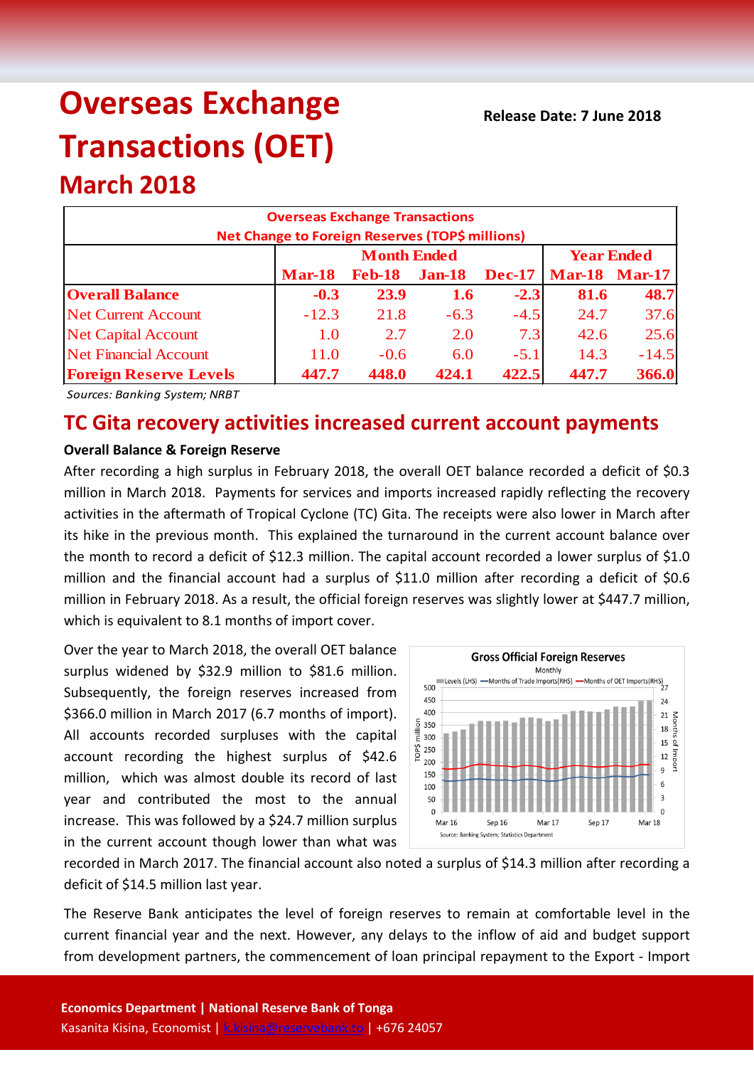# Overseas Exchange Transactions (OET)

**Release Date: 7 June 2018**

## March 2018

| Overseas Exchange Transactions Net Change to Foreign Reserves (TOP$ millions) | | | | | | |
|---|---|---|---|---|---|---|
| | Month Ended | | | | Year Ended | |
| | Mar-18 | Feb-18 | Jan-18 | Dec-17 | Mar-18 | Mar-17 |
| **Overall Balance** | **-0.3** | **23.9** | **1.6** | **-2.3** | **81.6** | **48.7** |
| Net Current Account | -12.3 | 21.8 | -6.3 | -4.5 | 24.7 | 37.6 |
| Net Capital Account | 1.0 | 2.7 | 2.0 | 7.3 | 42.6 | 25.6 |
| Net Financial Account | 11.0 | -0.6 | 6.0 | -5.1 | 14.3 | -14.5 |
| **Foreign Reserve Levels** | **447.7** | **448.0** | **424.1** | **422.5** | **447.7** | **366.0** |

*Sources: Banking System; NRBT*

## TC Gita recovery activities increased current account payments

**Overall Balance & Foreign Reserve**

After recording a high surplus in February 2018, the overall OET balance recorded a deficit of $0.3 million in March 2018. Payments for services and imports increased rapidly reflecting the recovery activities in the aftermath of Tropical Cyclone (TC) Gita. The receipts were also lower in March after its hike in the previous month. This explained the turnaround in the current account balance over the month to record a deficit of $12.3 million. The capital account recorded a lower surplus of $1.0 million and the financial account had a surplus of $11.0 million after recording a deficit of $0.6 million in February 2018. As a result, the official foreign reserves was slightly lower at $447.7 million, which is equivalent to 8.1 months of import cover.

Over the year to March 2018, the overall OET balance surplus widened by $32.9 million to $81.6 million. Subsequently, the foreign reserves increased from $366.0 million in March 2017 (6.7 months of import). All accounts recorded surpluses with the capital account recording the highest surplus of $42.6 million, which was almost double its record of last year and contributed the most to the annual increase. This was followed by a $24.7 million surplus in the current account though lower than what was recorded in March 2017. The financial account also noted a surplus of $14.3 million after recording a deficit of $14.5 million last year.

The Reserve Bank anticipates the level of foreign reserves to remain at comfortable level in the current financial year and the next. However, any delays to the inflow of aid and budget support from development partners, the commencement of loan principal repayment to the Export - Import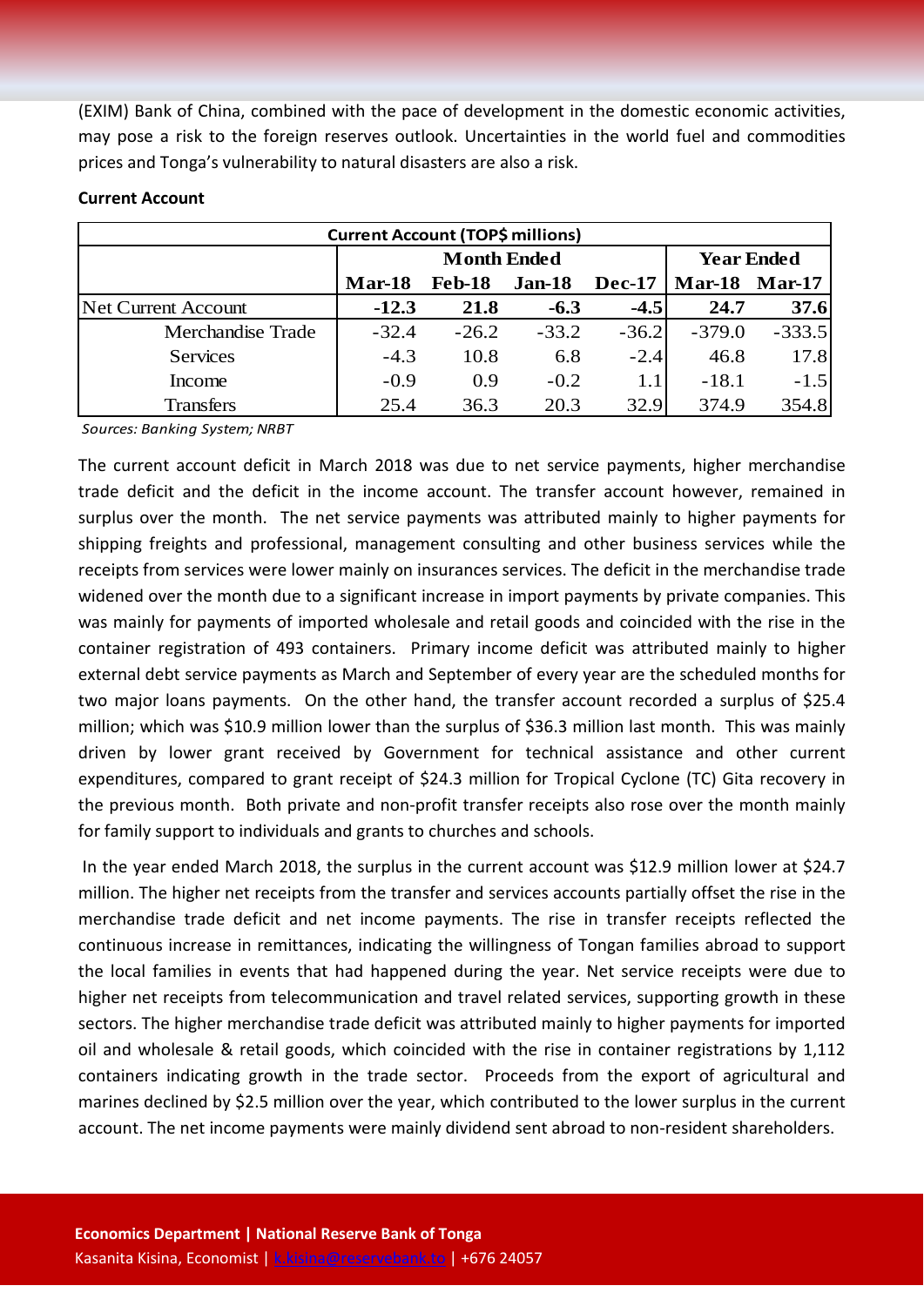(EXIM) Bank of China, combined with the pace of development in the domestic economic activities, may pose a risk to the foreign reserves outlook. Uncertainties in the world fuel and commodities prices and Tonga's vulnerability to natural disasters are also a risk.

**Current Account**

| Current Account (TOP$ millions) | | | | | | |
|---|---|---|---|---|---|---|
| | Month Ended | | | | Year Ended | |
| | Mar-18 | Feb-18 | Jan-18 | Dec-17 | Mar-18 | Mar-17 |
| Net Current Account | **-12.3** | **21.8** | **-6.3** | **-4.5** | **24.7** | **37.6** |
| Merchandise Trade | -32.4 | -26.2 | -33.2 | -36.2 | -379.0 | -333.5 |
| Services | -4.3 | 10.8 | 6.8 | -2.4 | 46.8 | 17.8 |
| Income | -0.9 | 0.9 | -0.2 | 1.1 | -18.1 | -1.5 |
| Transfers | 25.4 | 36.3 | 20.3 | 32.9 | 374.9 | 354.8 |

*Sources: Banking System; NRBT*

The current account deficit in March 2018 was due to net service payments, higher merchandise trade deficit and the deficit in the income account. The transfer account however, remained in surplus over the month. The net service payments was attributed mainly to higher payments for shipping freights and professional, management consulting and other business services while the receipts from services were lower mainly on insurances services. The deficit in the merchandise trade widened over the month due to a significant increase in import payments by private companies. This was mainly for payments of imported wholesale and retail goods and coincided with the rise in the container registration of 493 containers. Primary income deficit was attributed mainly to higher external debt service payments as March and September of every year are the scheduled months for two major loans payments. On the other hand, the transfer account recorded a surplus of $25.4 million; which was $10.9 million lower than the surplus of $36.3 million last month. This was mainly driven by lower grant received by Government for technical assistance and other current expenditures, compared to grant receipt of $24.3 million for Tropical Cyclone (TC) Gita recovery in the previous month. Both private and non-profit transfer receipts also rose over the month mainly for family support to individuals and grants to churches and schools.

In the year ended March 2018, the surplus in the current account was $12.9 million lower at $24.7 million. The higher net receipts from the transfer and services accounts partially offset the rise in the merchandise trade deficit and net income payments. The rise in transfer receipts reflected the continuous increase in remittances, indicating the willingness of Tongan families abroad to support the local families in events that had happened during the year. Net service receipts were due to higher net receipts from telecommunication and travel related services, supporting growth in these sectors. The higher merchandise trade deficit was attributed mainly to higher payments for imported oil and wholesale & retail goods, which coincided with the rise in container registrations by 1,112 containers indicating growth in the trade sector. Proceeds from the export of agricultural and marines declined by $2.5 million over the year, which contributed to the lower surplus in the current account. The net income payments were mainly dividend sent abroad to non-resident shareholders.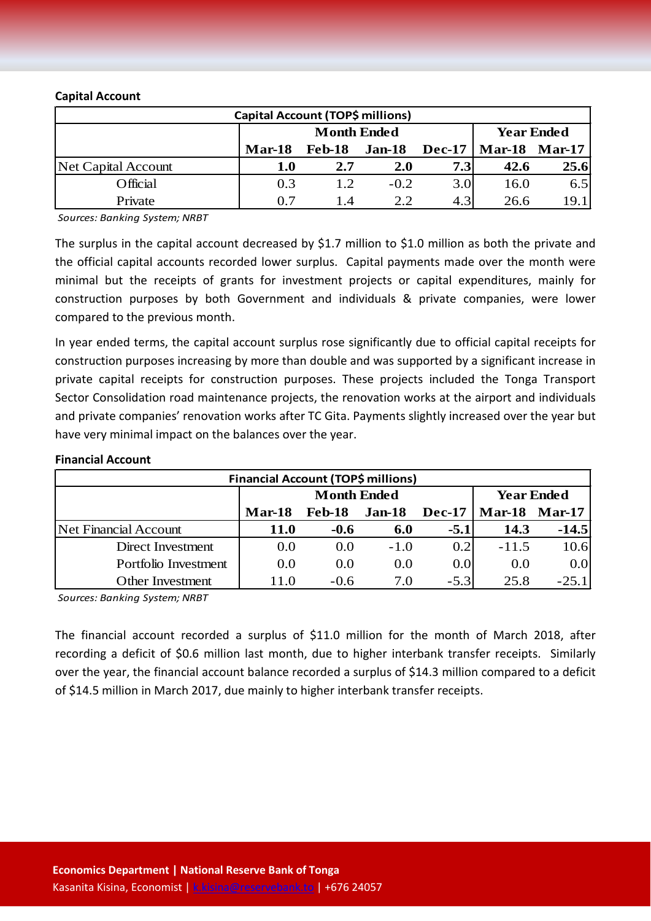### Capital Account

| Capital Account (TOP$ millions) | | | | | | |
|---|---|---|---|---|---|---|
| | Month Ended | | | | Year Ended | |
| | **Mar-18** | **Feb-18** | **Jan-18** | **Dec-17** | **Mar-18** | **Mar-17** |
| Net Capital Account | **1.0** | **2.7** | **2.0** | **7.3** | **42.6** | **25.6** |
| Official | 0.3 | 1.2 | -0.2 | 3.0 | 16.0 | 6.5 |
| Private | 0.7 | 1.4 | 2.2 | 4.3 | 26.6 | 19.1 |

*Sources: Banking System; NRBT*

The surplus in the capital account decreased by $1.7 million to $1.0 million as both the private and the official capital accounts recorded lower surplus. Capital payments made over the month were minimal but the receipts of grants for investment projects or capital expenditures, mainly for construction purposes by both Government and individuals & private companies, were lower compared to the previous month.

In year ended terms, the capital account surplus rose significantly due to official capital receipts for construction purposes increasing by more than double and was supported by a significant increase in private capital receipts for construction purposes. These projects included the Tonga Transport Sector Consolidation road maintenance projects, the renovation works at the airport and individuals and private companies' renovation works after TC Gita. Payments slightly increased over the year but have very minimal impact on the balances over the year.

### Financial Account

| Financial Account (TOP$ millions) | | | | | | |
|---|---|---|---|---|---|---|
| | Month Ended | | | | Year Ended | |
| | **Mar-18** | **Feb-18** | **Jan-18** | **Dec-17** | **Mar-18** | **Mar-17** |
| Net Financial Account | **11.0** | **-0.6** | **6.0** | **-5.1** | **14.3** | **-14.5** |
| Direct Investment | 0.0 | 0.0 | -1.0 | 0.2 | -11.5 | 10.6 |
| Portfolio Investment | 0.0 | 0.0 | 0.0 | 0.0 | 0.0 | 0.0 |
| Other Investment | 11.0 | -0.6 | 7.0 | -5.3 | 25.8 | -25.1 |

*Sources: Banking System; NRBT*

The financial account recorded a surplus of $11.0 million for the month of March 2018, after recording a deficit of $0.6 million last month, due to higher interbank transfer receipts. Similarly over the year, the financial account balance recorded a surplus of $14.3 million compared to a deficit of $14.5 million in March 2017, due mainly to higher interbank transfer receipts.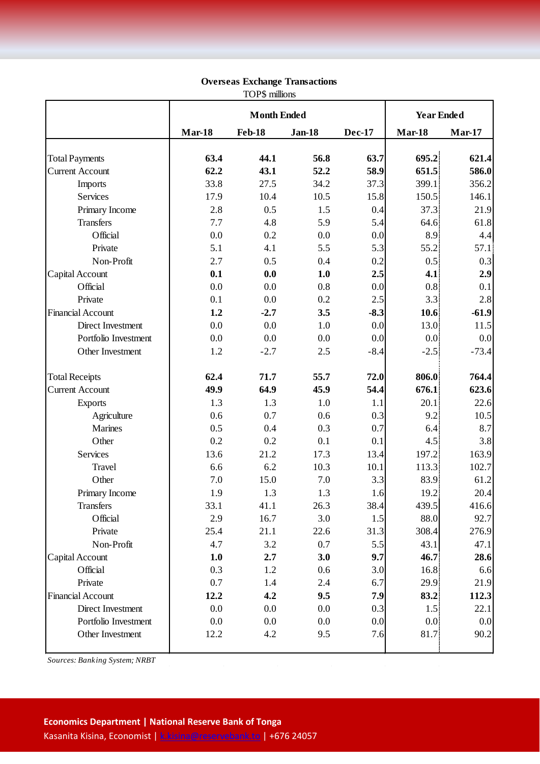**Overseas Exchange Transactions**

TOP$ millions

| | Month Ended | | | | Year Ended | |
|---|---|---|---|---|---|---|
| | **Mar-18** | **Feb-18** | **Jan-18** | **Dec-17** | **Mar-18** | **Mar-17** |
| Total Payments | **63.4** | **44.1** | **56.8** | **63.7** | **695.2** | **621.4** |
| Current Account | **62.2** | **43.1** | **52.2** | **58.9** | **651.5** | **586.0** |
| Imports | 33.8 | 27.5 | 34.2 | 37.3 | 399.1 | 356.2 |
| Services | 17.9 | 10.4 | 10.5 | 15.8 | 150.5 | 146.1 |
| Primary Income | 2.8 | 0.5 | 1.5 | 0.4 | 37.3 | 21.9 |
| Transfers | 7.7 | 4.8 | 5.9 | 5.4 | 64.6 | 61.8 |
| Official | 0.0 | 0.2 | 0.0 | 0.0 | 8.9 | 4.4 |
| Private | 5.1 | 4.1 | 5.5 | 5.3 | 55.2 | 57.1 |
| Non-Profit | 2.7 | 0.5 | 0.4 | 0.2 | 0.5 | 0.3 |
| Capital Account | **0.1** | **0.0** | **1.0** | **2.5** | **4.1** | **2.9** |
| Official | 0.0 | 0.0 | 0.8 | 0.0 | 0.8 | 0.1 |
| Private | 0.1 | 0.0 | 0.2 | 2.5 | 3.3 | 2.8 |
| Financial Account | **1.2** | **-2.7** | **3.5** | **-8.3** | **10.6** | **-61.9** |
| Direct Investment | 0.0 | 0.0 | 1.0 | 0.0 | 13.0 | 11.5 |
| Portfolio Investment | 0.0 | 0.0 | 0.0 | 0.0 | 0.0 | 0.0 |
| Other Investment | 1.2 | -2.7 | 2.5 | -8.4 | -2.5 | -73.4 |
| Total Receipts | **62.4** | **71.7** | **55.7** | **72.0** | **806.0** | **764.4** |
| Current Account | **49.9** | **64.9** | **45.9** | **54.4** | **676.1** | **623.6** |
| Exports | 1.3 | 1.3 | 1.0 | 1.1 | 20.1 | 22.6 |
| Agriculture | 0.6 | 0.7 | 0.6 | 0.3 | 9.2 | 10.5 |
| Marines | 0.5 | 0.4 | 0.3 | 0.7 | 6.4 | 8.7 |
| Other | 0.2 | 0.2 | 0.1 | 0.1 | 4.5 | 3.8 |
| Services | 13.6 | 21.2 | 17.3 | 13.4 | 197.2 | 163.9 |
| Travel | 6.6 | 6.2 | 10.3 | 10.1 | 113.3 | 102.7 |
| Other | 7.0 | 15.0 | 7.0 | 3.3 | 83.9 | 61.2 |
| Primary Income | 1.9 | 1.3 | 1.3 | 1.6 | 19.2 | 20.4 |
| Transfers | 33.1 | 41.1 | 26.3 | 38.4 | 439.5 | 416.6 |
| Official | 2.9 | 16.7 | 3.0 | 1.5 | 88.0 | 92.7 |
| Private | 25.4 | 21.1 | 22.6 | 31.3 | 308.4 | 276.9 |
| Non-Profit | 4.7 | 3.2 | 0.7 | 5.5 | 43.1 | 47.1 |
| Capital Account | **1.0** | **2.7** | **3.0** | **9.7** | **46.7** | **28.6** |
| Official | 0.3 | 1.2 | 0.6 | 3.0 | 16.8 | 6.6 |
| Private | 0.7 | 1.4 | 2.4 | 6.7 | 29.9 | 21.9 |
| Financial Account | **12.2** | **4.2** | **9.5** | **7.9** | **83.2** | **112.3** |
| Direct Investment | 0.0 | 0.0 | 0.0 | 0.3 | 1.5 | 22.1 |
| Portfolio Investment | 0.0 | 0.0 | 0.0 | 0.0 | 0.0 | 0.0 |
| Other Investment | 12.2 | 4.2 | 9.5 | 7.6 | 81.7 | 90.2 |

*Sources: Banking System; NRBT*

**Economics Department | National Reserve Bank of Tonga**

Kasanita Kisina, Economist | k.kisina@reservebank.to | +676 24057